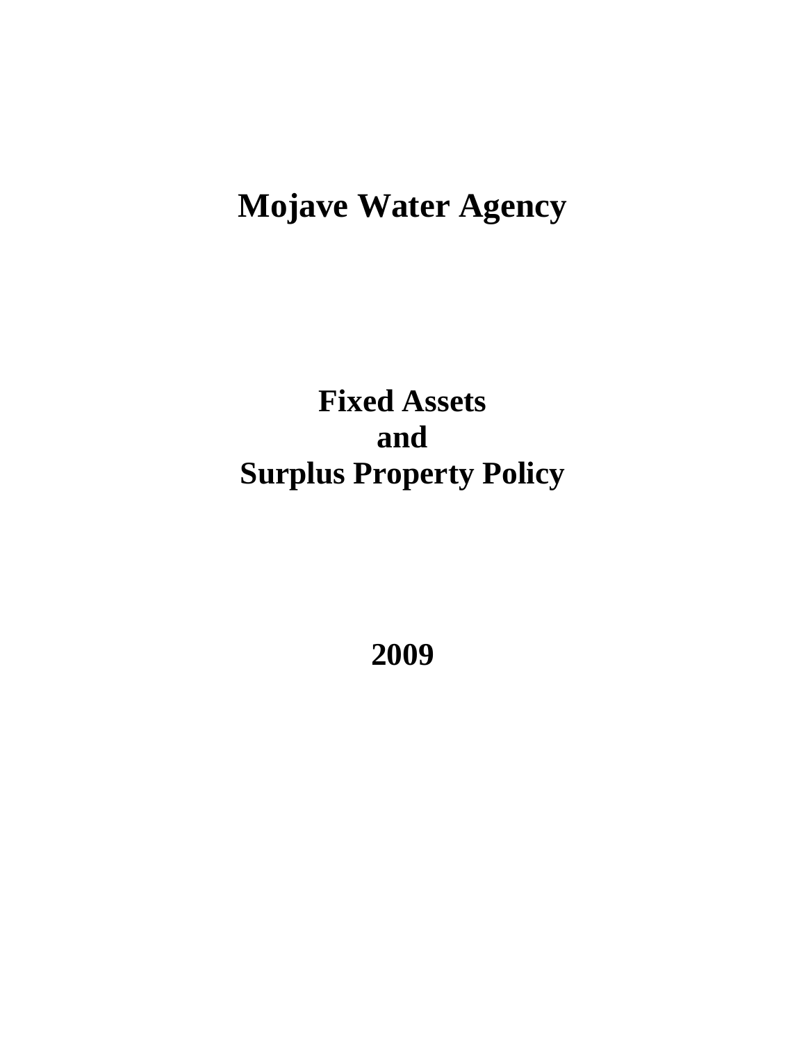# Mojave Water Agency

## Fixed Assets
## and
## Surplus Property Policy

## 2009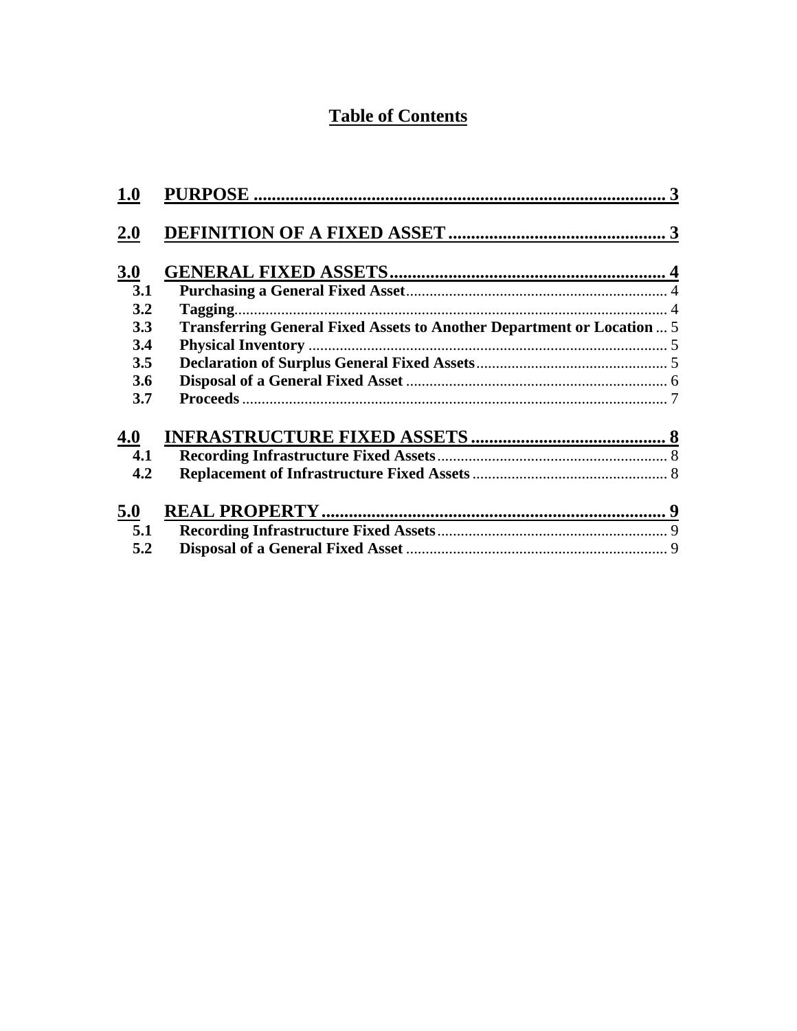# Table of Contents

**1.0 PURPOSE** ........................................................................................ 3

**2.0 DEFINITION OF A FIXED ASSET** ............................................... 3

**3.0 GENERAL FIXED ASSETS** ............................................................ 4

- **3.1 Purchasing a General Fixed Asset** ................................................................. 4
- **3.2 Tagging** ............................................................................................................ 4
- **3.3 Transferring General Fixed Assets to Another Department or Location** ... 5
- **3.4 Physical Inventory** .......................................................................................... 5
- **3.5 Declaration of Surplus General Fixed Assets** ................................................ 5
- **3.6 Disposal of a General Fixed Asset** .................................................................. 6
- **3.7 Proceeds** ........................................................................................................... 7

**4.0 INFRASTRUCTURE FIXED ASSETS** ........................................... 8

- **4.1 Recording Infrastructure Fixed Assets** .......................................................... 8
- **4.2 Replacement of Infrastructure Fixed Assets** ................................................. 8

**5.0 REAL PROPERTY** .......................................................................... 9

- **5.1 Recording Infrastructure Fixed Assets** .......................................................... 9
- **5.2 Disposal of a General Fixed Asset** .................................................................. 9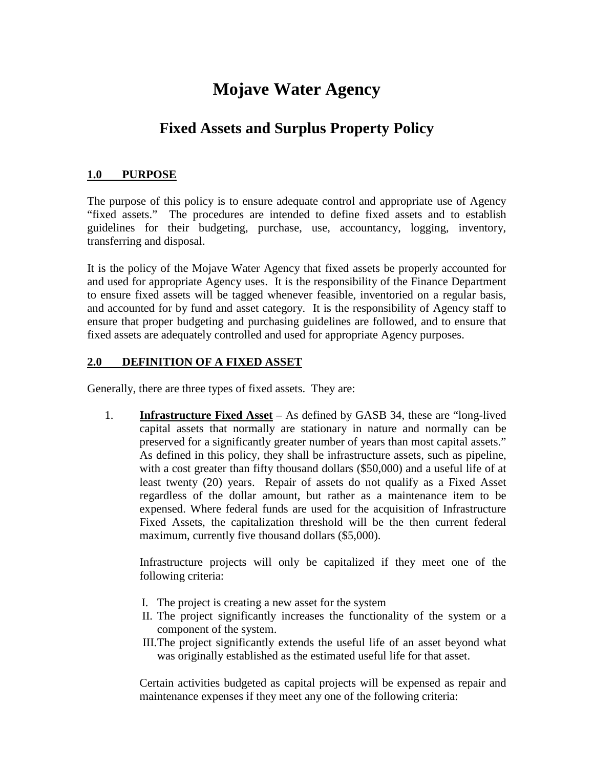// Mojave Water Agency

## Fixed Assets and Surplus Property Policy

### 1.0 PURPOSE

The purpose of this policy is to ensure adequate control and appropriate use of Agency "fixed assets." The procedures are intended to define fixed assets and to establish guidelines for their budgeting, purchase, use, accountancy, logging, inventory, transferring and disposal.

It is the policy of the Mojave Water Agency that fixed assets be properly accounted for and used for appropriate Agency uses. It is the responsibility of the Finance Department to ensure fixed assets will be tagged whenever feasible, inventoried on a regular basis, and accounted for by fund and asset category. It is the responsibility of Agency staff to ensure that proper budgeting and purchasing guidelines are followed, and to ensure that fixed assets are adequately controlled and used for appropriate Agency purposes.

### 2.0 DEFINITION OF A FIXED ASSET

Generally, there are three types of fixed assets. They are:

1. **Infrastructure Fixed Asset** – As defined by GASB 34, these are "long-lived capital assets that normally are stationary in nature and normally can be preserved for a significantly greater number of years than most capital assets." As defined in this policy, they shall be infrastructure assets, such as pipeline, with a cost greater than fifty thousand dollars ($50,000) and a useful life of at least twenty (20) years. Repair of assets do not qualify as a Fixed Asset regardless of the dollar amount, but rather as a maintenance item to be expensed. Where federal funds are used for the acquisition of Infrastructure Fixed Assets, the capitalization threshold will be the then current federal maximum, currently five thousand dollars ($5,000).

   Infrastructure projects will only be capitalized if they meet one of the following criteria:

   I. The project is creating a new asset for the system
   II. The project significantly increases the functionality of the system or a component of the system.
   III. The project significantly extends the useful life of an asset beyond what was originally established as the estimated useful life for that asset.

   Certain activities budgeted as capital projects will be expensed as repair and maintenance expenses if they meet any one of the following criteria: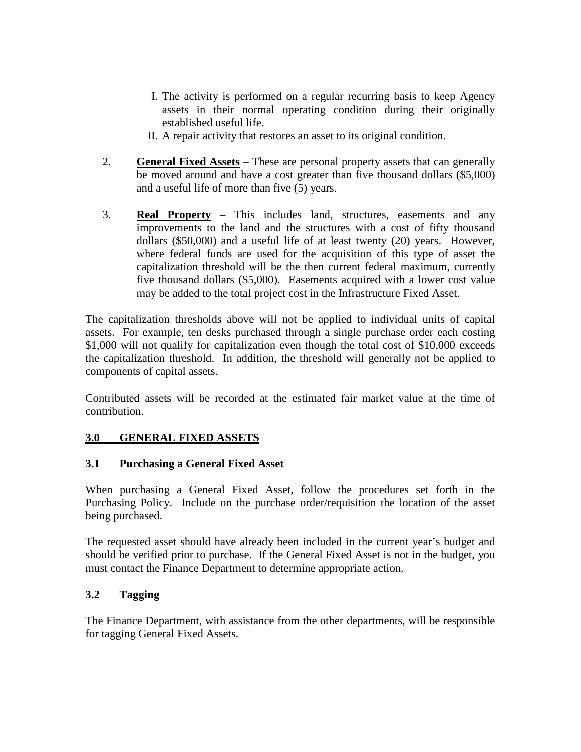I. The activity is performed on a regular recurring basis to keep Agency assets in their normal operating condition during their originally established useful life.
II. A repair activity that restores an asset to its original condition.

2. **General Fixed Assets** – These are personal property assets that can generally be moved around and have a cost greater than five thousand dollars ($5,000) and a useful life of more than five (5) years.

3. **Real Property** – This includes land, structures, easements and any improvements to the land and the structures with a cost of fifty thousand dollars ($50,000) and a useful life of at least twenty (20) years. However, where federal funds are used for the acquisition of this type of asset the capitalization threshold will be the then current federal maximum, currently five thousand dollars ($5,000). Easements acquired with a lower cost value may be added to the total project cost in the Infrastructure Fixed Asset.

The capitalization thresholds above will not be applied to individual units of capital assets. For example, ten desks purchased through a single purchase order each costing $1,000 will not qualify for capitalization even though the total cost of $10,000 exceeds the capitalization threshold. In addition, the threshold will generally not be applied to components of capital assets.

Contributed assets will be recorded at the estimated fair market value at the time of contribution.

## 3.0 GENERAL FIXED ASSETS

### 3.1 Purchasing a General Fixed Asset

When purchasing a General Fixed Asset, follow the procedures set forth in the Purchasing Policy. Include on the purchase order/requisition the location of the asset being purchased.

The requested asset should have already been included in the current year's budget and should be verified prior to purchase. If the General Fixed Asset is not in the budget, you must contact the Finance Department to determine appropriate action.

### 3.2 Tagging

The Finance Department, with assistance from the other departments, will be responsible for tagging General Fixed Assets.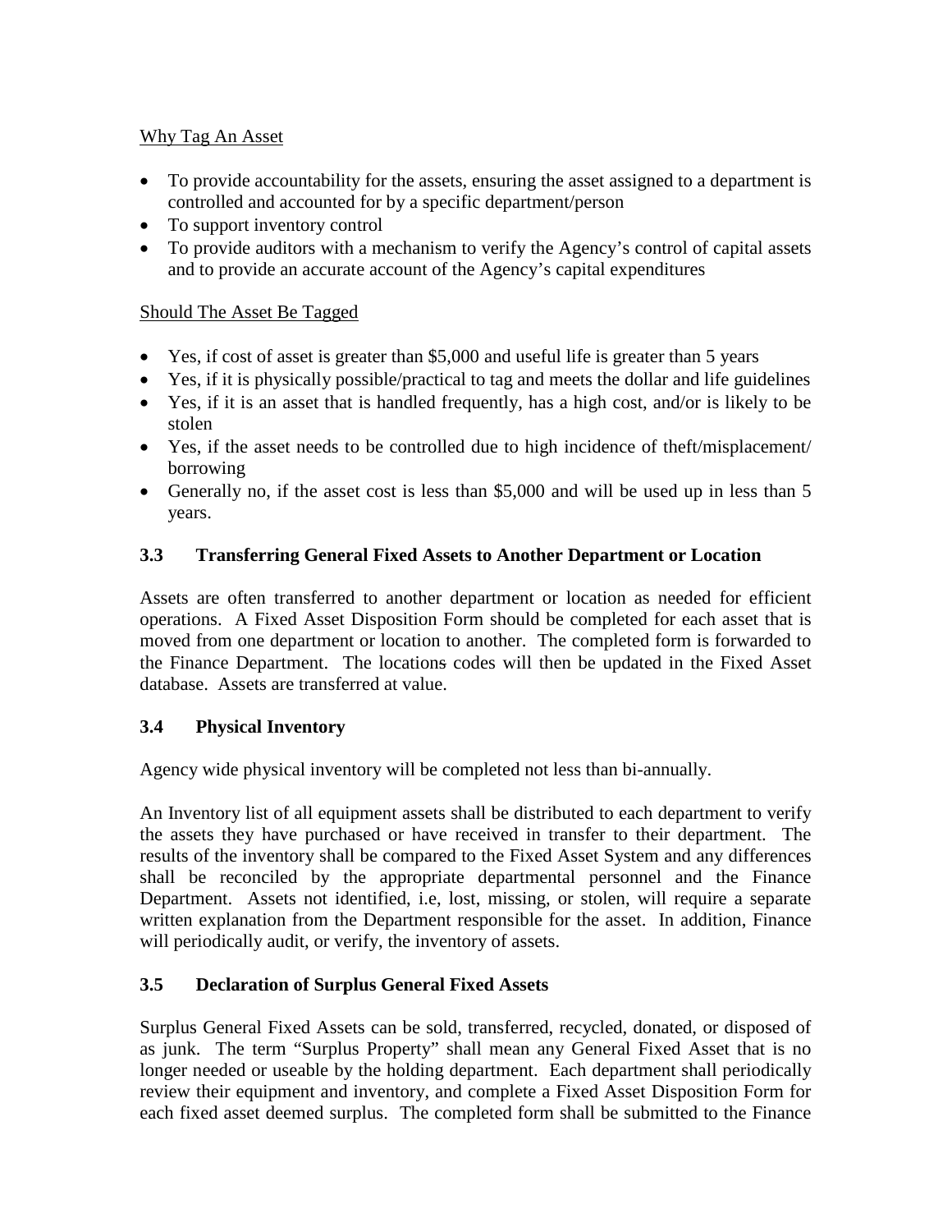Why Tag An Asset

- To provide accountability for the assets, ensuring the asset assigned to a department is controlled and accounted for by a specific department/person
- To support inventory control
- To provide auditors with a mechanism to verify the Agency's control of capital assets and to provide an accurate account of the Agency's capital expenditures

Should The Asset Be Tagged

- Yes, if cost of asset is greater than $5,000 and useful life is greater than 5 years
- Yes, if it is physically possible/practical to tag and meets the dollar and life guidelines
- Yes, if it is an asset that is handled frequently, has a high cost, and/or is likely to be stolen
- Yes, if the asset needs to be controlled due to high incidence of theft/misplacement/ borrowing
- Generally no, if the asset cost is less than $5,000 and will be used up in less than 5 years.

### 3.3 Transferring General Fixed Assets to Another Department or Location

Assets are often transferred to another department or location as needed for efficient operations. A Fixed Asset Disposition Form should be completed for each asset that is moved from one department or location to another. The completed form is forwarded to the Finance Department. The locations codes will then be updated in the Fixed Asset database. Assets are transferred at value.

### 3.4 Physical Inventory

Agency wide physical inventory will be completed not less than bi-annually.

An Inventory list of all equipment assets shall be distributed to each department to verify the assets they have purchased or have received in transfer to their department. The results of the inventory shall be compared to the Fixed Asset System and any differences shall be reconciled by the appropriate departmental personnel and the Finance Department. Assets not identified, i.e, lost, missing, or stolen, will require a separate written explanation from the Department responsible for the asset. In addition, Finance will periodically audit, or verify, the inventory of assets.

### 3.5 Declaration of Surplus General Fixed Assets

Surplus General Fixed Assets can be sold, transferred, recycled, donated, or disposed of as junk. The term "Surplus Property" shall mean any General Fixed Asset that is no longer needed or useable by the holding department. Each department shall periodically review their equipment and inventory, and complete a Fixed Asset Disposition Form for each fixed asset deemed surplus. The completed form shall be submitted to the Finance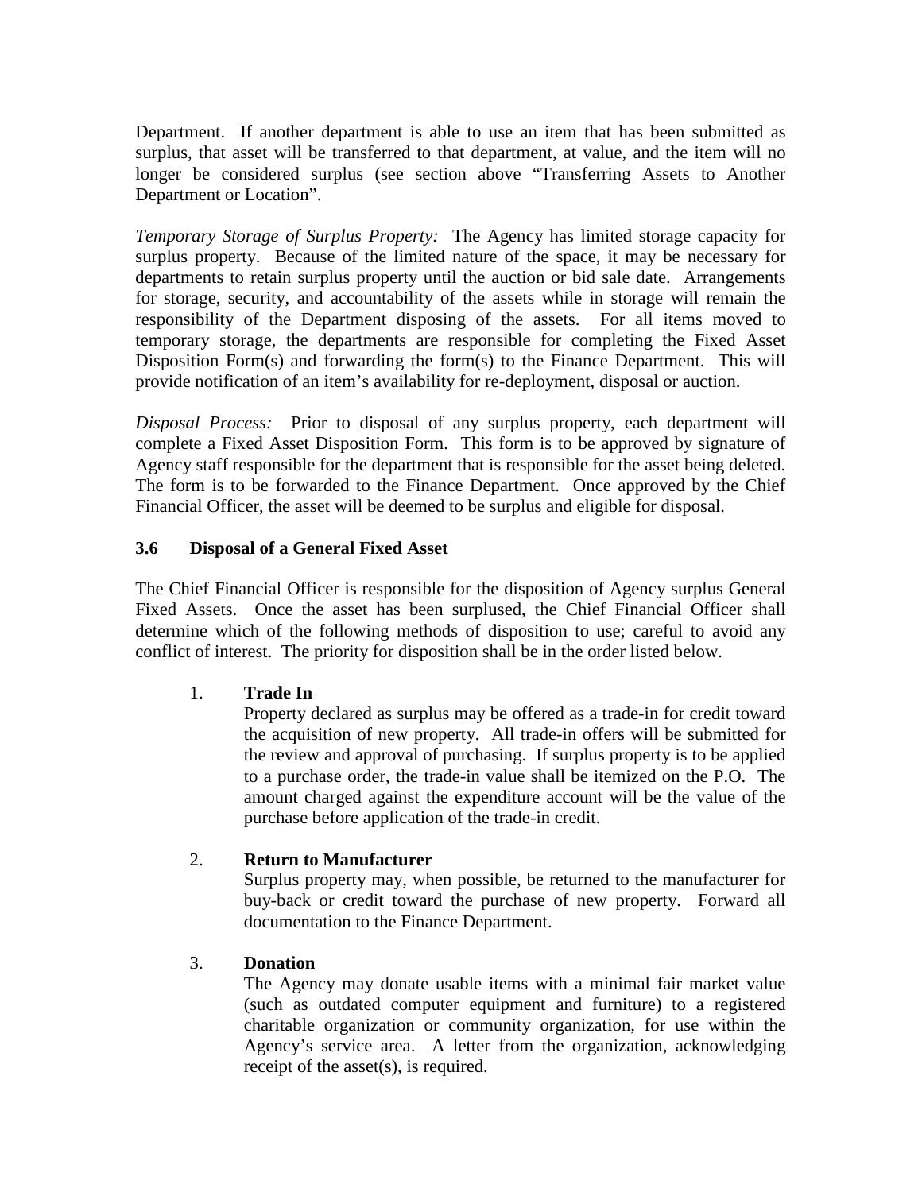Department. If another department is able to use an item that has been submitted as surplus, that asset will be transferred to that department, at value, and the item will no longer be considered surplus (see section above "Transferring Assets to Another Department or Location".

*Temporary Storage of Surplus Property:* The Agency has limited storage capacity for surplus property. Because of the limited nature of the space, it may be necessary for departments to retain surplus property until the auction or bid sale date. Arrangements for storage, security, and accountability of the assets while in storage will remain the responsibility of the Department disposing of the assets. For all items moved to temporary storage, the departments are responsible for completing the Fixed Asset Disposition Form(s) and forwarding the form(s) to the Finance Department. This will provide notification of an item's availability for re-deployment, disposal or auction.

*Disposal Process:* Prior to disposal of any surplus property, each department will complete a Fixed Asset Disposition Form. This form is to be approved by signature of Agency staff responsible for the department that is responsible for the asset being deleted. The form is to be forwarded to the Finance Department. Once approved by the Chief Financial Officer, the asset will be deemed to be surplus and eligible for disposal.

### 3.6 Disposal of a General Fixed Asset

The Chief Financial Officer is responsible for the disposition of Agency surplus General Fixed Assets. Once the asset has been surplused, the Chief Financial Officer shall determine which of the following methods of disposition to use; careful to avoid any conflict of interest. The priority for disposition shall be in the order listed below.

1. **Trade In**
   Property declared as surplus may be offered as a trade-in for credit toward the acquisition of new property. All trade-in offers will be submitted for the review and approval of purchasing. If surplus property is to be applied to a purchase order, the trade-in value shall be itemized on the P.O. The amount charged against the expenditure account will be the value of the purchase before application of the trade-in credit.

2. **Return to Manufacturer**
   Surplus property may, when possible, be returned to the manufacturer for buy-back or credit toward the purchase of new property. Forward all documentation to the Finance Department.

3. **Donation**
   The Agency may donate usable items with a minimal fair market value (such as outdated computer equipment and furniture) to a registered charitable organization or community organization, for use within the Agency's service area. A letter from the organization, acknowledging receipt of the asset(s), is required.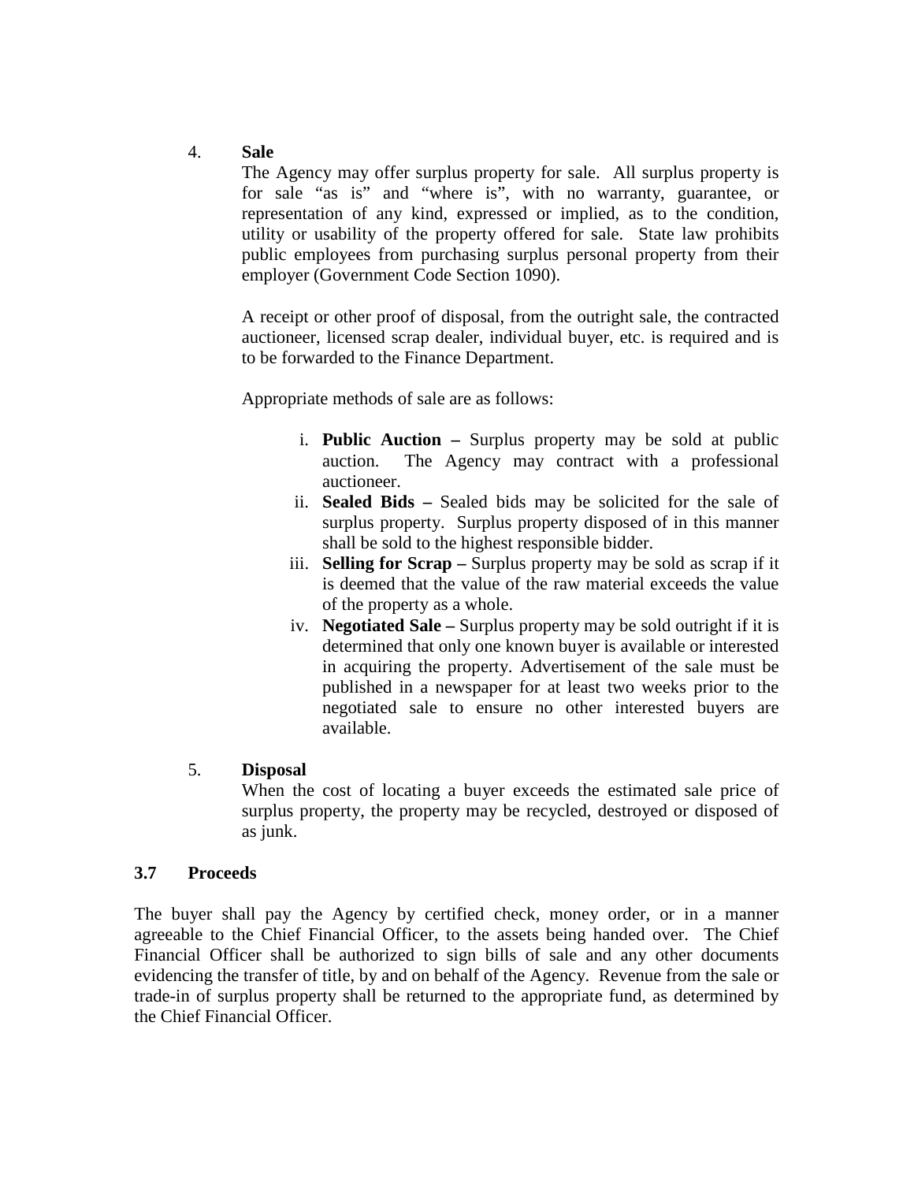4. **Sale**

   The Agency may offer surplus property for sale. All surplus property is for sale "as is" and "where is", with no warranty, guarantee, or representation of any kind, expressed or implied, as to the condition, utility or usability of the property offered for sale. State law prohibits public employees from purchasing surplus personal property from their employer (Government Code Section 1090).

   A receipt or other proof of disposal, from the outright sale, the contracted auctioneer, licensed scrap dealer, individual buyer, etc. is required and is to be forwarded to the Finance Department.

   Appropriate methods of sale are as follows:

   i. **Public Auction –** Surplus property may be sold at public auction. The Agency may contract with a professional auctioneer.
   ii. **Sealed Bids –** Sealed bids may be solicited for the sale of surplus property. Surplus property disposed of in this manner shall be sold to the highest responsible bidder.
   iii. **Selling for Scrap –** Surplus property may be sold as scrap if it is deemed that the value of the raw material exceeds the value of the property as a whole.
   iv. **Negotiated Sale –** Surplus property may be sold outright if it is determined that only one known buyer is available or interested in acquiring the property. Advertisement of the sale must be published in a newspaper for at least two weeks prior to the negotiated sale to ensure no other interested buyers are available.

5. **Disposal**

   When the cost of locating a buyer exceeds the estimated sale price of surplus property, the property may be recycled, destroyed or disposed of as junk.

### 3.7 Proceeds

The buyer shall pay the Agency by certified check, money order, or in a manner agreeable to the Chief Financial Officer, to the assets being handed over. The Chief Financial Officer shall be authorized to sign bills of sale and any other documents evidencing the transfer of title, by and on behalf of the Agency. Revenue from the sale or trade-in of surplus property shall be returned to the appropriate fund, as determined by the Chief Financial Officer.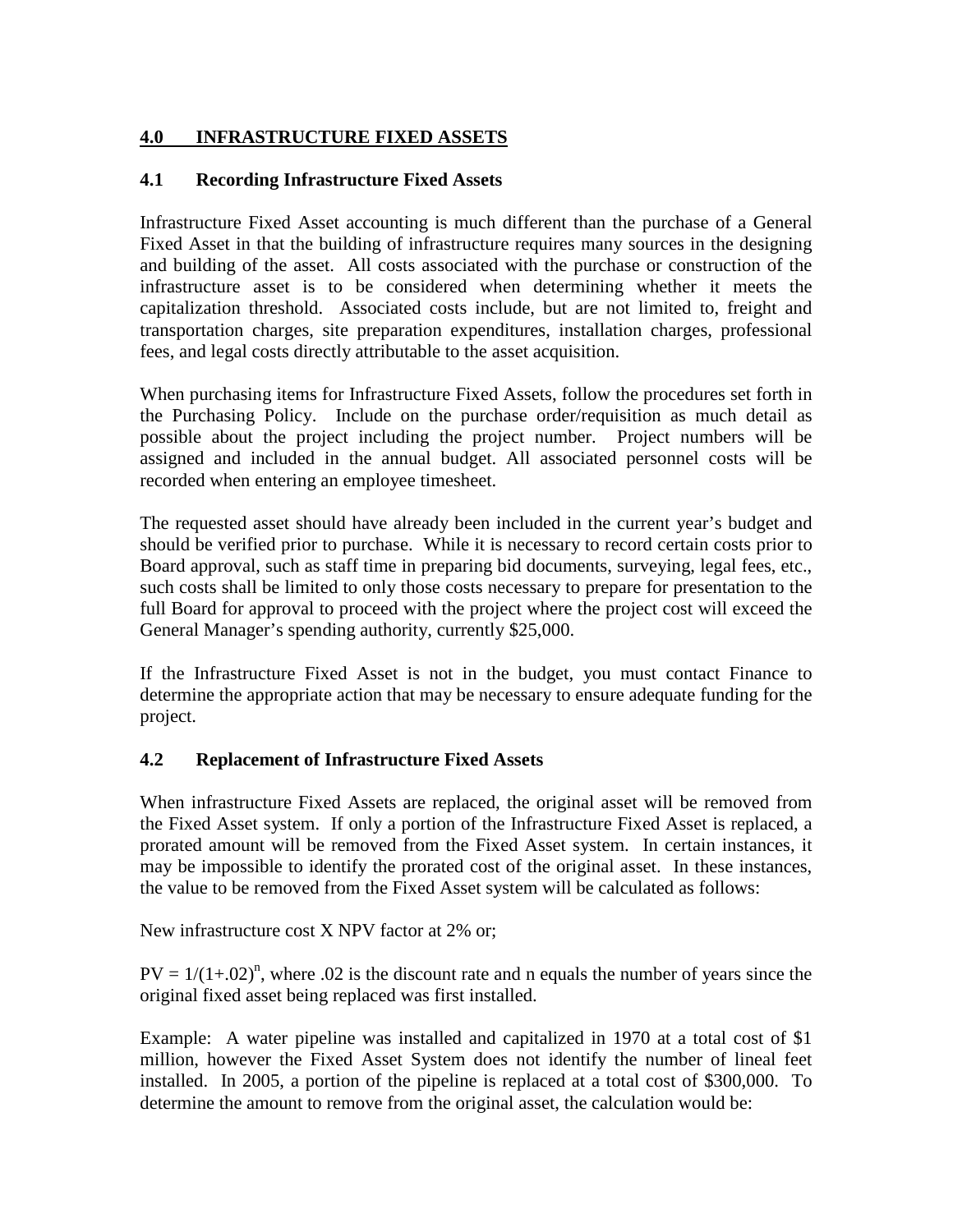## 4.0 INFRASTRUCTURE FIXED ASSETS

### 4.1 Recording Infrastructure Fixed Assets

Infrastructure Fixed Asset accounting is much different than the purchase of a General Fixed Asset in that the building of infrastructure requires many sources in the designing and building of the asset. All costs associated with the purchase or construction of the infrastructure asset is to be considered when determining whether it meets the capitalization threshold. Associated costs include, but are not limited to, freight and transportation charges, site preparation expenditures, installation charges, professional fees, and legal costs directly attributable to the asset acquisition.

When purchasing items for Infrastructure Fixed Assets, follow the procedures set forth in the Purchasing Policy. Include on the purchase order/requisition as much detail as possible about the project including the project number. Project numbers will be assigned and included in the annual budget. All associated personnel costs will be recorded when entering an employee timesheet.

The requested asset should have already been included in the current year's budget and should be verified prior to purchase. While it is necessary to record certain costs prior to Board approval, such as staff time in preparing bid documents, surveying, legal fees, etc., such costs shall be limited to only those costs necessary to prepare for presentation to the full Board for approval to proceed with the project where the project cost will exceed the General Manager's spending authority, currently $25,000.

If the Infrastructure Fixed Asset is not in the budget, you must contact Finance to determine the appropriate action that may be necessary to ensure adequate funding for the project.

### 4.2 Replacement of Infrastructure Fixed Assets

When infrastructure Fixed Assets are replaced, the original asset will be removed from the Fixed Asset system. If only a portion of the Infrastructure Fixed Asset is replaced, a prorated amount will be removed from the Fixed Asset system. In certain instances, it may be impossible to identify the prorated cost of the original asset. In these instances, the value to be removed from the Fixed Asset system will be calculated as follows:

New infrastructure cost X NPV factor at 2% or;

$PV = 1/(1+.02)^n$, where .02 is the discount rate and n equals the number of years since the original fixed asset being replaced was first installed.

Example: A water pipeline was installed and capitalized in 1970 at a total cost of $1 million, however the Fixed Asset System does not identify the number of lineal feet installed. In 2005, a portion of the pipeline is replaced at a total cost of $300,000. To determine the amount to remove from the original asset, the calculation would be: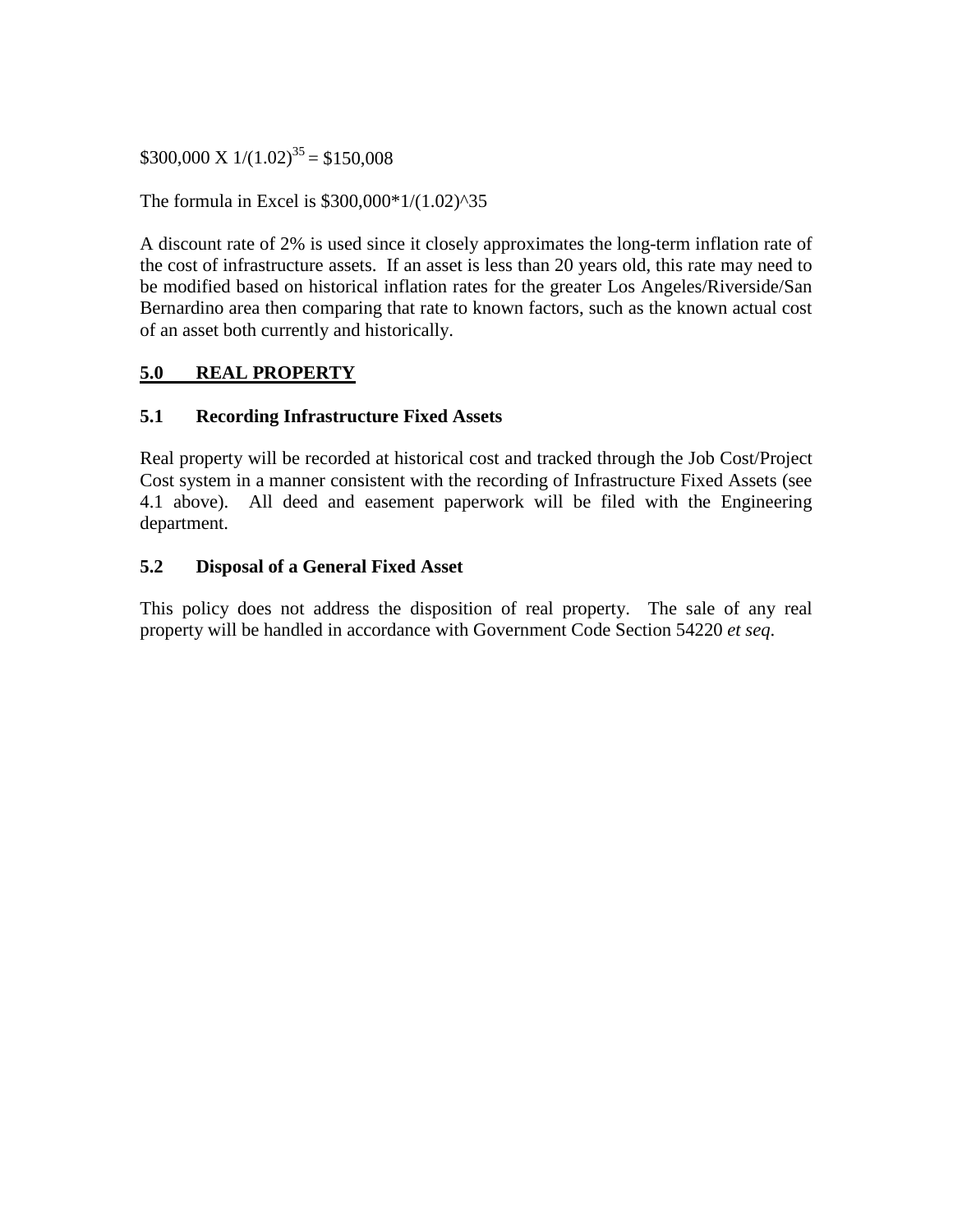$\$300{,}000 \text{ X } 1/(1.02)^{35} = \$150{,}008$

The formula in Excel is $300,000*1/(1.02)^35

A discount rate of 2% is used since it closely approximates the long-term inflation rate of the cost of infrastructure assets. If an asset is less than 20 years old, this rate may need to be modified based on historical inflation rates for the greater Los Angeles/Riverside/San Bernardino area then comparing that rate to known factors, such as the known actual cost of an asset both currently and historically.

## 5.0 REAL PROPERTY

### 5.1 Recording Infrastructure Fixed Assets

Real property will be recorded at historical cost and tracked through the Job Cost/Project Cost system in a manner consistent with the recording of Infrastructure Fixed Assets (see 4.1 above). All deed and easement paperwork will be filed with the Engineering department.

### 5.2 Disposal of a General Fixed Asset

This policy does not address the disposition of real property. The sale of any real property will be handled in accordance with Government Code Section 54220 *et seq.*